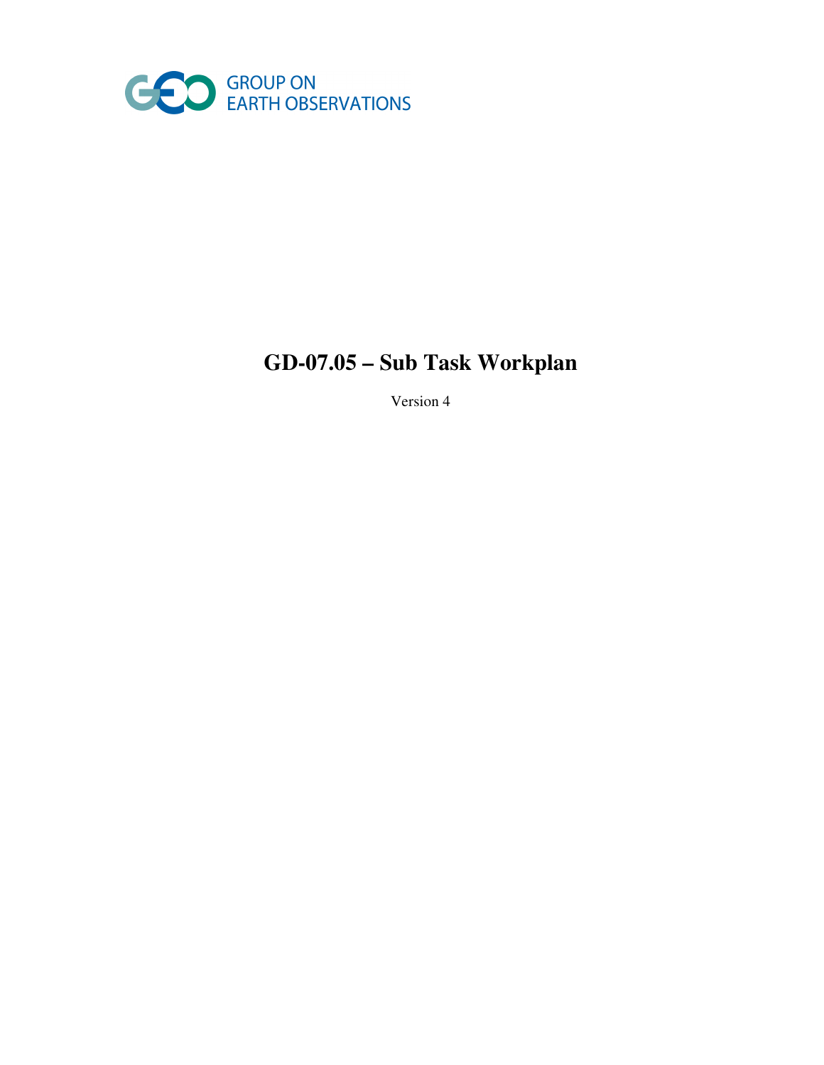GROUP ON
EARTH OBSERVATIONS

# GD-07.05 – Sub Task Workplan

Version 4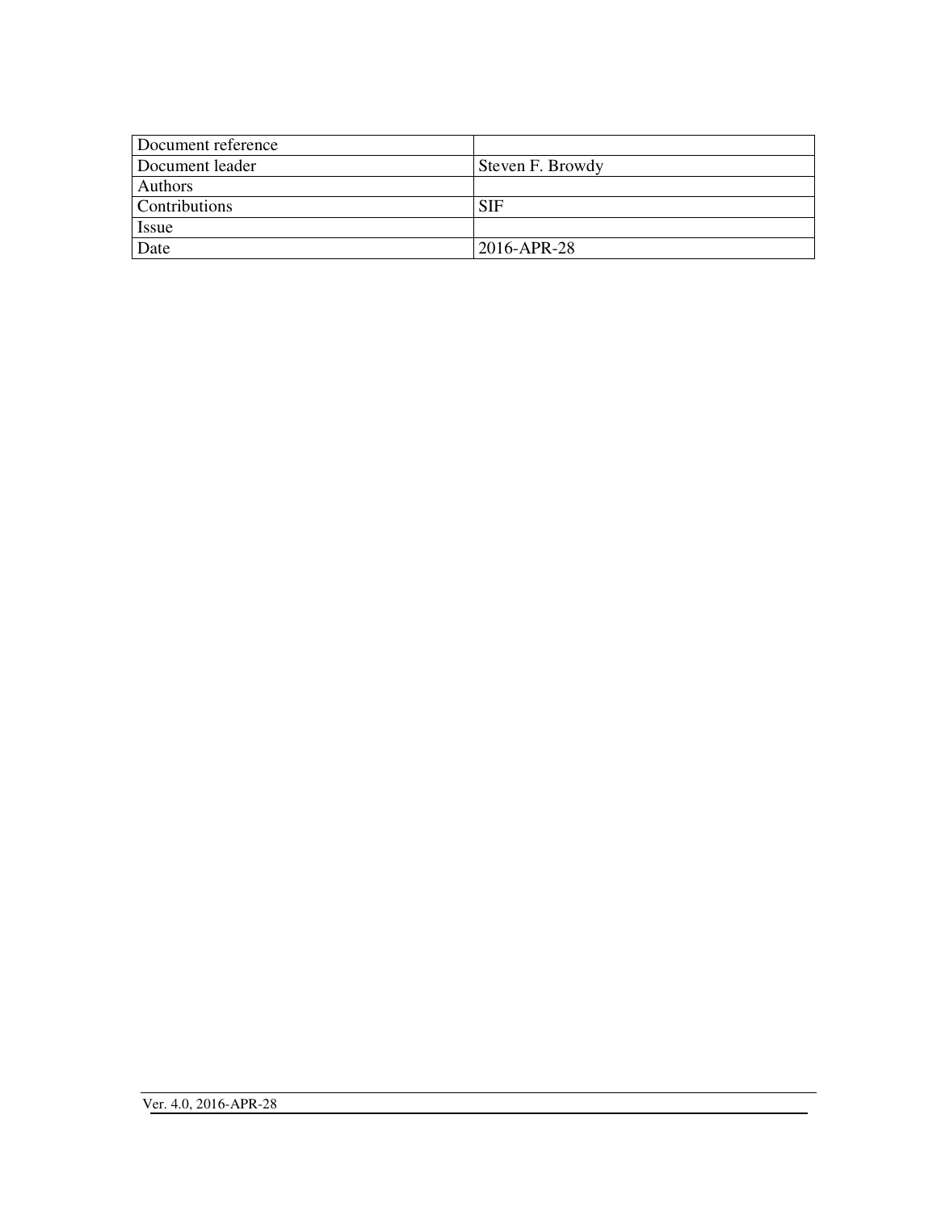| | |
|---|---|
| Document reference | |
| Document leader | Steven F. Browdy |
| Authors | |
| Contributions | SIF |
| Issue | |
| Date | 2016-APR-28 |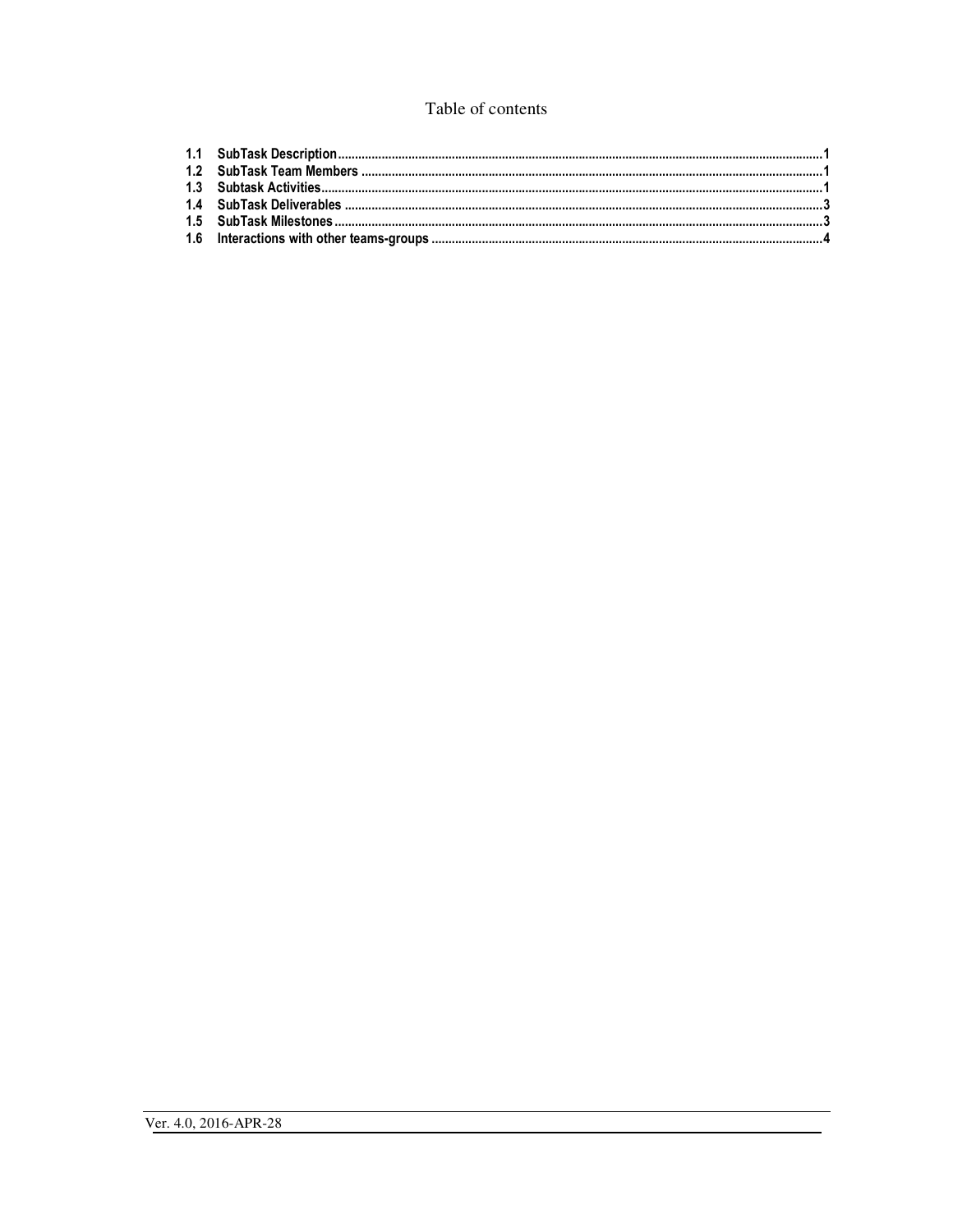Table of contents

- 1.1 SubTask Description ........ 1
- 1.2 SubTask Team Members ........ 1
- 1.3 Subtask Activities ........ 1
- 1.4 SubTask Deliverables ........ 3
- 1.5 SubTask Milestones ........ 3
- 1.6 Interactions with other teams-groups ........ 4

Ver. 4.0, 2016-APR-28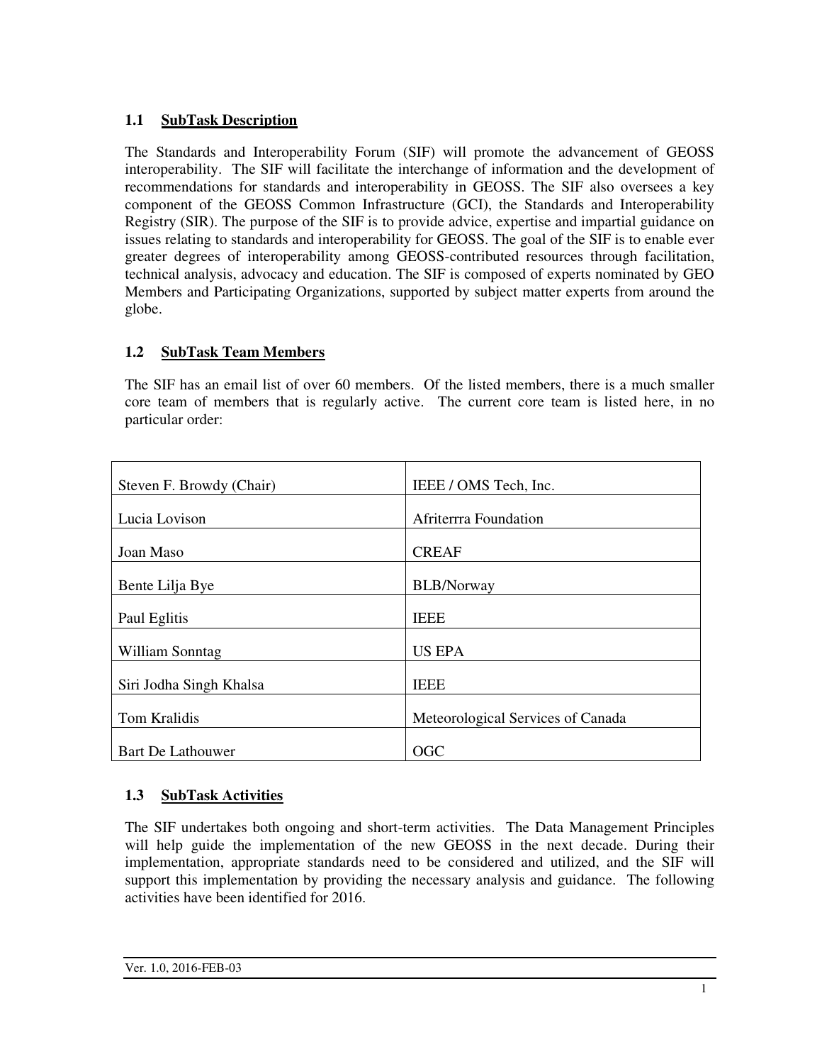### 1.1 SubTask Description

The Standards and Interoperability Forum (SIF) will promote the advancement of GEOSS interoperability. The SIF will facilitate the interchange of information and the development of recommendations for standards and interoperability in GEOSS. The SIF also oversees a key component of the GEOSS Common Infrastructure (GCI), the Standards and Interoperability Registry (SIR). The purpose of the SIF is to provide advice, expertise and impartial guidance on issues relating to standards and interoperability for GEOSS. The goal of the SIF is to enable ever greater degrees of interoperability among GEOSS-contributed resources through facilitation, technical analysis, advocacy and education. The SIF is composed of experts nominated by GEO Members and Participating Organizations, supported by subject matter experts from around the globe.

### 1.2 SubTask Team Members

The SIF has an email list of over 60 members. Of the listed members, there is a much smaller core team of members that is regularly active. The current core team is listed here, in no particular order:

| | |
|---|---|
| Steven F. Browdy (Chair) | IEEE / OMS Tech, Inc. |
| Lucia Lovison | Afriterrra Foundation |
| Joan Maso | CREAF |
| Bente Lilja Bye | BLB/Norway |
| Paul Eglitis | IEEE |
| William Sonntag | US EPA |
| Siri Jodha Singh Khalsa | IEEE |
| Tom Kralidis | Meteorological Services of Canada |
| Bart De Lathouwer | OGC |

### 1.3 SubTask Activities

The SIF undertakes both ongoing and short-term activities. The Data Management Principles will help guide the implementation of the new GEOSS in the next decade. During their implementation, appropriate standards need to be considered and utilized, and the SIF will support this implementation by providing the necessary analysis and guidance. The following activities have been identified for 2016.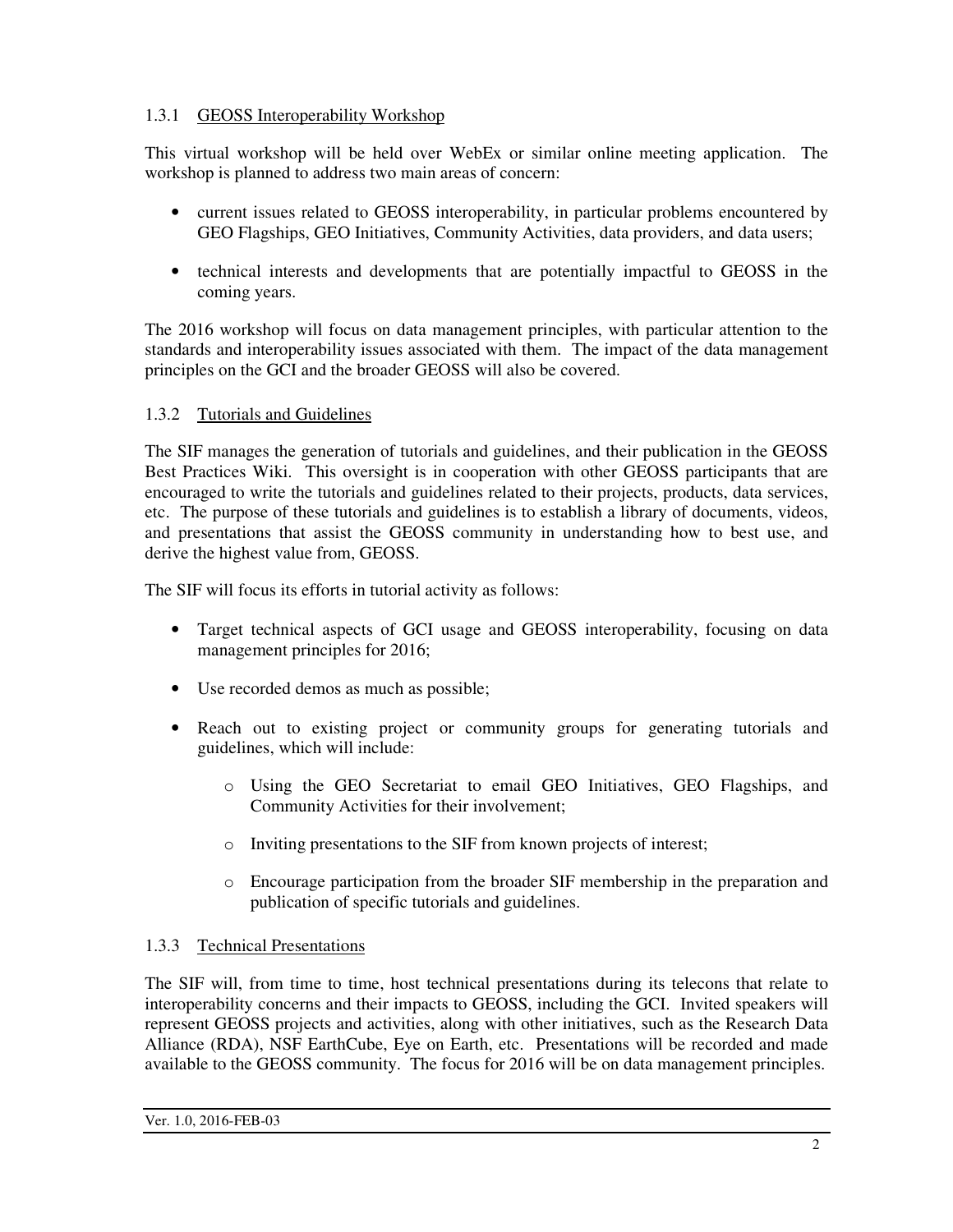### 1.3.1 GEOSS Interoperability Workshop

This virtual workshop will be held over WebEx or similar online meeting application. The workshop is planned to address two main areas of concern:

- current issues related to GEOSS interoperability, in particular problems encountered by GEO Flagships, GEO Initiatives, Community Activities, data providers, and data users;
- technical interests and developments that are potentially impactful to GEOSS in the coming years.

The 2016 workshop will focus on data management principles, with particular attention to the standards and interoperability issues associated with them. The impact of the data management principles on the GCI and the broader GEOSS will also be covered.

### 1.3.2 Tutorials and Guidelines

The SIF manages the generation of tutorials and guidelines, and their publication in the GEOSS Best Practices Wiki. This oversight is in cooperation with other GEOSS participants that are encouraged to write the tutorials and guidelines related to their projects, products, data services, etc. The purpose of these tutorials and guidelines is to establish a library of documents, videos, and presentations that assist the GEOSS community in understanding how to best use, and derive the highest value from, GEOSS.

The SIF will focus its efforts in tutorial activity as follows:

- Target technical aspects of GCI usage and GEOSS interoperability, focusing on data management principles for 2016;
- Use recorded demos as much as possible;
- Reach out to existing project or community groups for generating tutorials and guidelines, which will include:
  - Using the GEO Secretariat to email GEO Initiatives, GEO Flagships, and Community Activities for their involvement;
  - Inviting presentations to the SIF from known projects of interest;
  - Encourage participation from the broader SIF membership in the preparation and publication of specific tutorials and guidelines.

### 1.3.3 Technical Presentations

The SIF will, from time to time, host technical presentations during its telecons that relate to interoperability concerns and their impacts to GEOSS, including the GCI. Invited speakers will represent GEOSS projects and activities, along with other initiatives, such as the Research Data Alliance (RDA), NSF EarthCube, Eye on Earth, etc. Presentations will be recorded and made available to the GEOSS community. The focus for 2016 will be on data management principles.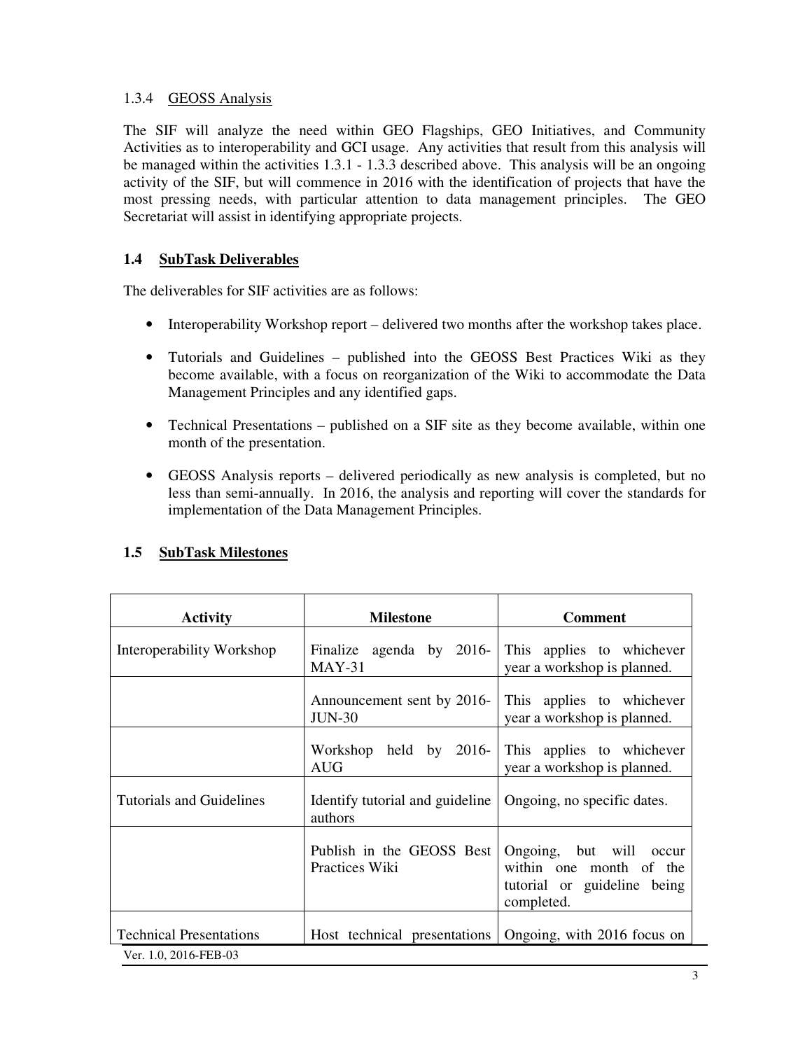#### 1.3.4 GEOSS Analysis

The SIF will analyze the need within GEO Flagships, GEO Initiatives, and Community Activities as to interoperability and GCI usage. Any activities that result from this analysis will be managed within the activities 1.3.1 - 1.3.3 described above. This analysis will be an ongoing activity of the SIF, but will commence in 2016 with the identification of projects that have the most pressing needs, with particular attention to data management principles. The GEO Secretariat will assist in identifying appropriate projects.

### 1.4 SubTask Deliverables

The deliverables for SIF activities are as follows:

- Interoperability Workshop report – delivered two months after the workshop takes place.
- Tutorials and Guidelines – published into the GEOSS Best Practices Wiki as they become available, with a focus on reorganization of the Wiki to accommodate the Data Management Principles and any identified gaps.
- Technical Presentations – published on a SIF site as they become available, within one month of the presentation.
- GEOSS Analysis reports – delivered periodically as new analysis is completed, but no less than semi-annually. In 2016, the analysis and reporting will cover the standards for implementation of the Data Management Principles.

### 1.5 SubTask Milestones

| Activity | Milestone | Comment |
|---|---|---|
| Interoperability Workshop | Finalize agenda by 2016-MAY-31 | This applies to whichever year a workshop is planned. |
| | Announcement sent by 2016-JUN-30 | This applies to whichever year a workshop is planned. |
| | Workshop held by 2016-AUG | This applies to whichever year a workshop is planned. |
| Tutorials and Guidelines | Identify tutorial and guideline authors | Ongoing, no specific dates. |
| | Publish in the GEOSS Best Practices Wiki | Ongoing, but will occur within one month of the tutorial or guideline being completed. |
| Technical Presentations | Host technical presentations | Ongoing, with 2016 focus on |

Ver. 1.0, 2016-FEB-03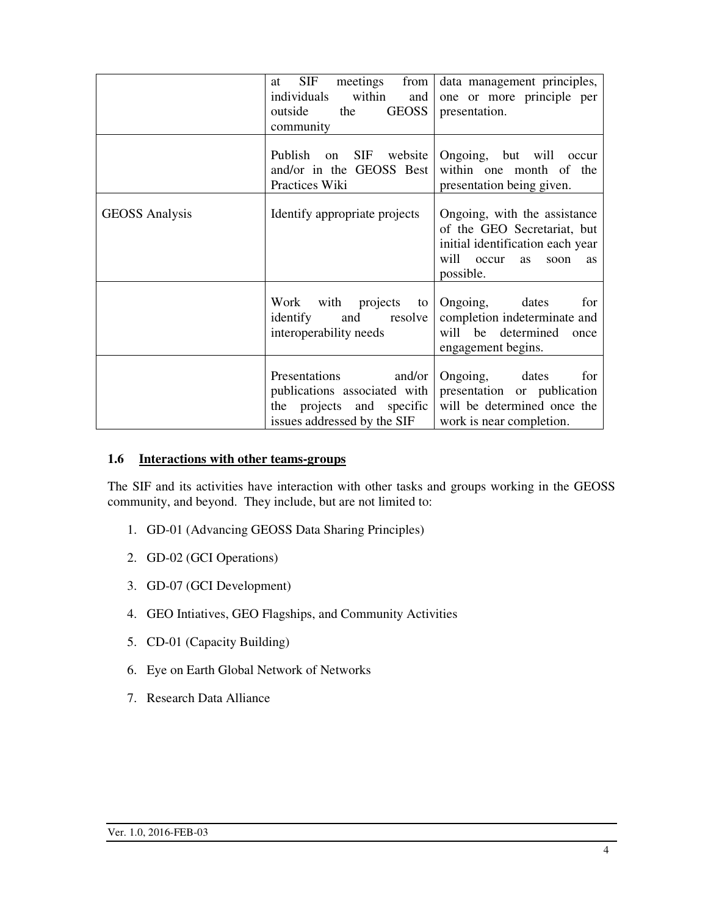| | | |
|---|---|---|
| | at SIF meetings from individuals within and outside the GEOSS community | data management principles, one or more principle per presentation. |
| | Publish on SIF website and/or in the GEOSS Best Practices Wiki | Ongoing, but will occur within one month of the presentation being given. |
| GEOSS Analysis | Identify appropriate projects | Ongoing, with the assistance of the GEO Secretariat, but initial identification each year will occur as soon as possible. |
| | Work with projects to identify and resolve interoperability needs | Ongoing, dates for completion indeterminate and will be determined once engagement begins. |
| | Presentations and/or publications associated with the projects and specific issues addressed by the SIF | Ongoing, dates for presentation or publication will be determined once the work is near completion. |

### 1.6 Interactions with other teams-groups

The SIF and its activities have interaction with other tasks and groups working in the GEOSS community, and beyond. They include, but are not limited to:

1. GD-01 (Advancing GEOSS Data Sharing Principles)
2. GD-02 (GCI Operations)
3. GD-07 (GCI Development)
4. GEO Intiatives, GEO Flagships, and Community Activities
5. CD-01 (Capacity Building)
6. Eye on Earth Global Network of Networks
7. Research Data Alliance

Ver. 1.0, 2016-FEB-03